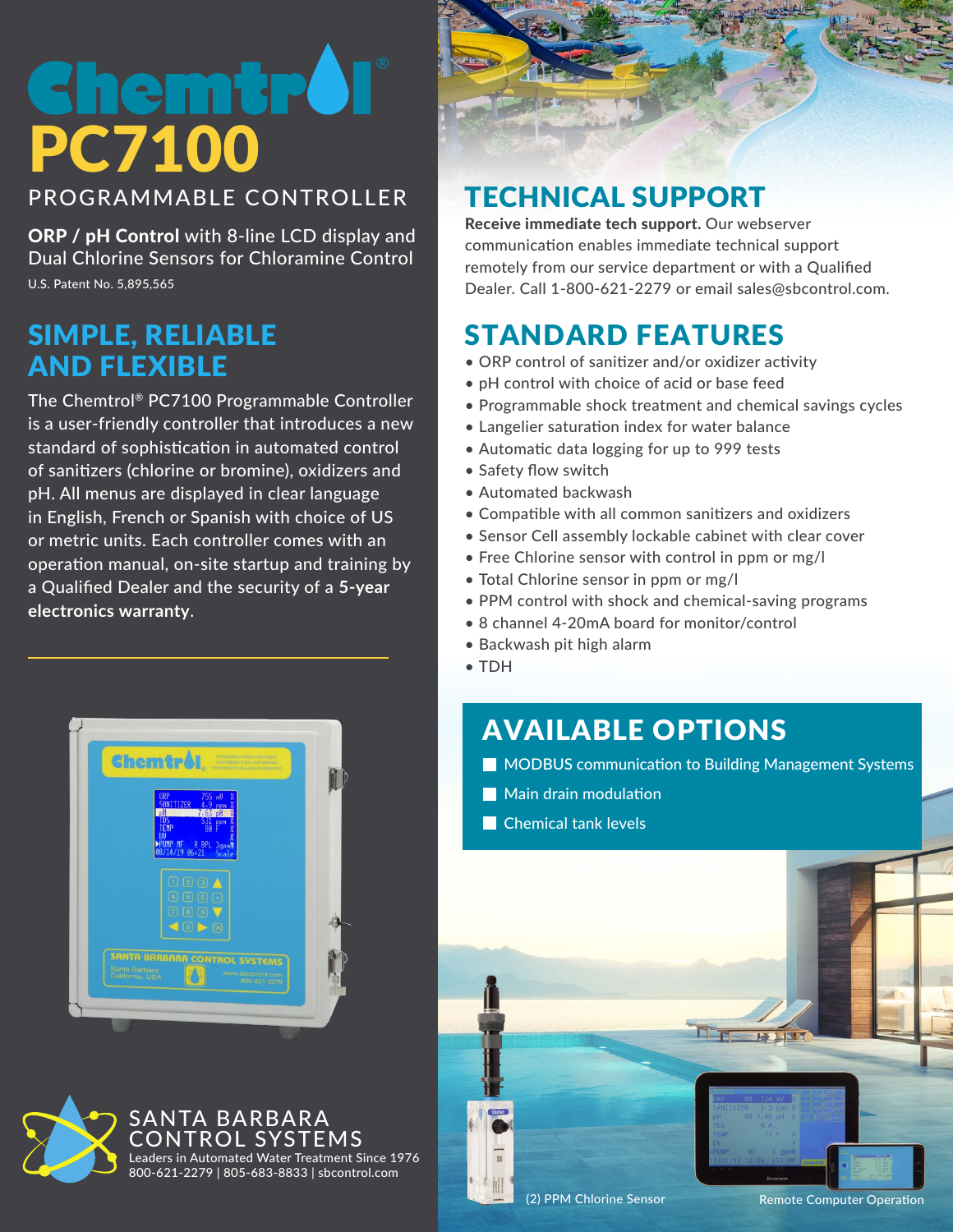# Chemtrol®

# PC7100

## PROGRAMMABLE CONTROLLER

**ORP / pH Control** with 8-line LCD display and Dual Chlorine Sensors for Chloramine Control

U.S. Patent No. 5,895,565

## SIMPLE, RELIABLE AND FLEXIBLE

The Chemtrol® PC7100 Programmable Controller is a user-friendly controller that introduces a new standard of sophistication in automated control of sanitizers (chlorine or bromine), oxidizers and pH. All menus are displayed in clear language in English, French or Spanish with choice of US or metric units. Each controller comes with an operation manual, on-site startup and training by a Qualified Dealer and the security of a **5-year electronics warranty**.

## TECHNICAL SUPPORT

**Receive immediate tech support.** Our webserver communication enables immediate technical support remotely from our service department or with a Qualified Dealer. Call 1-800-621-2279 or email sales@sbcontrol.com.

## STANDARD FEATURES

- ORP control of sanitizer and/or oxidizer activity
- pH control with choice of acid or base feed
- Programmable shock treatment and chemical savings cycles
- Langelier saturation index for water balance
- Automatic data logging for up to 999 tests
- Safety flow switch
- Automated backwash
- Compatible with all common sanitizers and oxidizers
- Sensor Cell assembly lockable cabinet with clear cover
- Free Chlorine sensor with control in ppm or mg/l
- Total Chlorine sensor in ppm or mg/l
- PPM control with shock and chemical-saving programs
- 8 channel 4-20mA board for monitor/control
- Backwash pit high alarm
- TDH

## AVAILABLE OPTIONS

- MODBUS communication to Building Management Systems
- Main drain modulation
- Chemical tank levels

(2) PPM Chlorine Sensor

Remote Computer Operation

SANTA BARBARA CONTROL SYSTEMS

Leaders in Automated Water Treatment Since 1976

800-621-2279 | 805-683-8833 | sbcontrol.com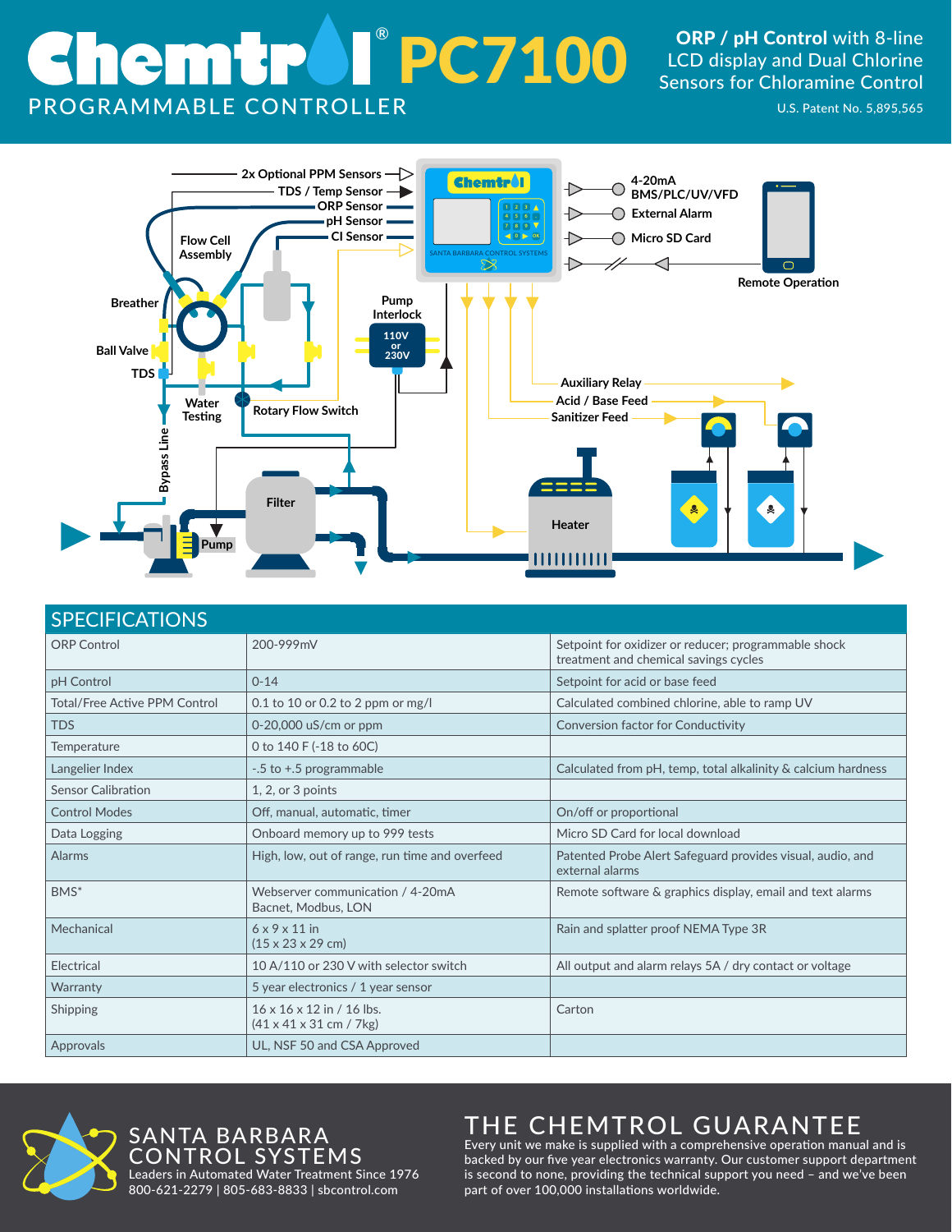# Chemtrol® PC7100

PROGRAMMABLE CONTROLLER

**ORP / pH Control** with 8-line LCD display and Dual Chlorine Sensors for Chloramine Control

U.S. Patent No. 5,895,565

2x Optional PPM Sensors
TDS / Temp Sensor
ORP Sensor
pH Sensor
Cl Sensor
Flow Cell Assembly
Breather
Ball Valve
TDS
Water Testing
Bypass Line
Rotary Flow Switch
Pump Interlock
110V or 230V
Filter
Pump
Heater
4-20mA BMS/PLC/UV/VFD
External Alarm
Micro SD Card
Remote Operation
Auxiliary Relay
Acid / Base Feed
Sanitizer Feed
SANTA BARBARA CONTROL SYSTEMS

## SPECIFICATIONS

| | | |
|---|---|---|
| ORP Control | 200-999mV | Setpoint for oxidizer or reducer; programmable shock treatment and chemical savings cycles |
| pH Control | 0-14 | Setpoint for acid or base feed |
| Total/Free Active PPM Control | 0.1 to 10 or 0.2 to 2 ppm or mg/l | Calculated combined chlorine, able to ramp UV |
| TDS | 0-20,000 uS/cm or ppm | Conversion factor for Conductivity |
| Temperature | 0 to 140 F (-18 to 60C) | |
| Langelier Index | -.5 to +.5 programmable | Calculated from pH, temp, total alkalinity & calcium hardness |
| Sensor Calibration | 1, 2, or 3 points | |
| Control Modes | Off, manual, automatic, timer | On/off or proportional |
| Data Logging | Onboard memory up to 999 tests | Micro SD Card for local download |
| Alarms | High, low, out of range, run time and overfeed | Patented Probe Alert Safeguard provides visual, audio, and external alarms |
| BMS* | Webserver communication / 4-20mA Bacnet, Modbus, LON | Remote software & graphics display, email and text alarms |
| Mechanical | 6 x 9 x 11 in (15 x 23 x 29 cm) | Rain and splatter proof NEMA Type 3R |
| Electrical | 10 A/110 or 230 V with selector switch | All output and alarm relays 5A / dry contact or voltage |
| Warranty | 5 year electronics / 1 year sensor | |
| Shipping | 16 x 16 x 12 in / 16 lbs. (41 x 41 x 31 cm / 7kg) | Carton |
| Approvals | UL, NSF 50 and CSA Approved | |

## SANTA BARBARA CONTROL SYSTEMS

Leaders in Automated Water Treatment Since 1976
800-621-2279 | 805-683-8833 | sbcontrol.com

## THE CHEMTROL GUARANTEE

Every unit we make is supplied with a comprehensive operation manual and is backed by our five year electronics warranty. Our customer support department is second to none, providing the technical support you need – and we've been part of over 100,000 installations worldwide.